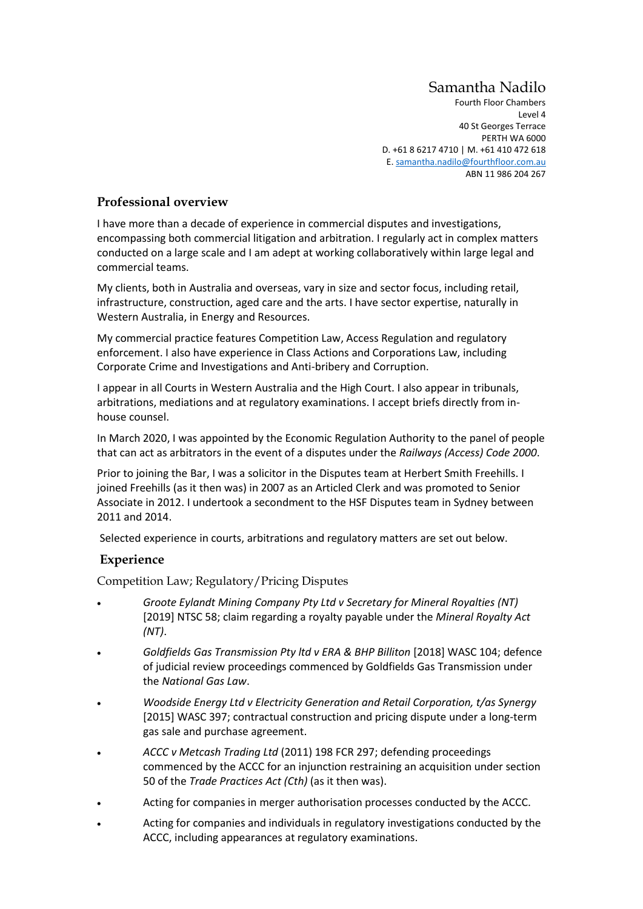# Samantha Nadilo

Fourth Floor Chambers
Level 4
40 St Georges Terrace
PERTH WA 6000
D. +61 8 6217 4710 | M. +61 410 472 618
E. samantha.nadilo@fourthfloor.com.au
ABN 11 986 204 267

## Professional overview

I have more than a decade of experience in commercial disputes and investigations, encompassing both commercial litigation and arbitration. I regularly act in complex matters conducted on a large scale and I am adept at working collaboratively within large legal and commercial teams.

My clients, both in Australia and overseas, vary in size and sector focus, including retail, infrastructure, construction, aged care and the arts. I have sector expertise, naturally in Western Australia, in Energy and Resources.

My commercial practice features Competition Law, Access Regulation and regulatory enforcement. I also have experience in Class Actions and Corporations Law, including Corporate Crime and Investigations and Anti-bribery and Corruption.

I appear in all Courts in Western Australia and the High Court. I also appear in tribunals, arbitrations, mediations and at regulatory examinations. I accept briefs directly from in-house counsel.

In March 2020, I was appointed by the Economic Regulation Authority to the panel of people that can act as arbitrators in the event of a disputes under the *Railways (Access) Code 2000*.

Prior to joining the Bar, I was a solicitor in the Disputes team at Herbert Smith Freehills. I joined Freehills (as it then was) in 2007 as an Articled Clerk and was promoted to Senior Associate in 2012. I undertook a secondment to the HSF Disputes team in Sydney between 2011 and 2014.

Selected experience in courts, arbitrations and regulatory matters are set out below.

## Experience

### Competition Law; Regulatory/Pricing Disputes

- *Groote Eylandt Mining Company Pty Ltd v Secretary for Mineral Royalties (NT)* [2019] NTSC 58; claim regarding a royalty payable under the *Mineral Royalty Act (NT)*.
- *Goldfields Gas Transmission Pty ltd v ERA & BHP Billiton* [2018] WASC 104; defence of judicial review proceedings commenced by Goldfields Gas Transmission under the *National Gas Law*.
- *Woodside Energy Ltd v Electricity Generation and Retail Corporation, t/as Synergy* [2015] WASC 397; contractual construction and pricing dispute under a long-term gas sale and purchase agreement.
- *ACCC v Metcash Trading Ltd* (2011) 198 FCR 297; defending proceedings commenced by the ACCC for an injunction restraining an acquisition under section 50 of the *Trade Practices Act (Cth)* (as it then was).
- Acting for companies in merger authorisation processes conducted by the ACCC.
- Acting for companies and individuals in regulatory investigations conducted by the ACCC, including appearances at regulatory examinations.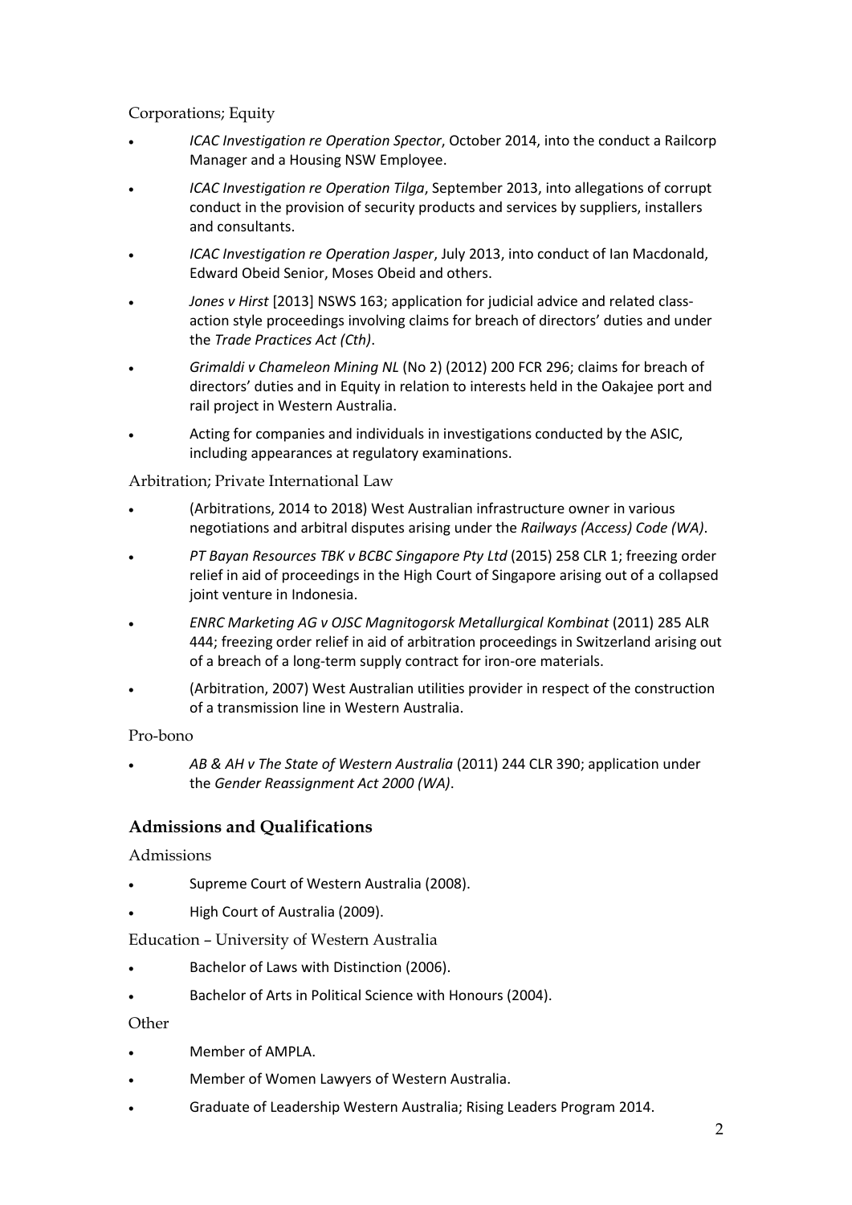### Corporations; Equity

- *ICAC Investigation re Operation Spector*, October 2014, into the conduct a Railcorp Manager and a Housing NSW Employee.
- *ICAC Investigation re Operation Tilga*, September 2013, into allegations of corrupt conduct in the provision of security products and services by suppliers, installers and consultants.
- *ICAC Investigation re Operation Jasper*, July 2013, into conduct of Ian Macdonald, Edward Obeid Senior, Moses Obeid and others.
- *Jones v Hirst* [2013] NSWS 163; application for judicial advice and related class-action style proceedings involving claims for breach of directors' duties and under the *Trade Practices Act (Cth)*.
- *Grimaldi v Chameleon Mining NL* (No 2) (2012) 200 FCR 296; claims for breach of directors' duties and in Equity in relation to interests held in the Oakajee port and rail project in Western Australia.
- Acting for companies and individuals in investigations conducted by the ASIC, including appearances at regulatory examinations.

### Arbitration; Private International Law

- (Arbitrations, 2014 to 2018) West Australian infrastructure owner in various negotiations and arbitral disputes arising under the *Railways (Access) Code (WA)*.
- *PT Bayan Resources TBK v BCBC Singapore Pty Ltd* (2015) 258 CLR 1; freezing order relief in aid of proceedings in the High Court of Singapore arising out of a collapsed joint venture in Indonesia.
- *ENRC Marketing AG v OJSC Magnitogorsk Metallurgical Kombinat* (2011) 285 ALR 444; freezing order relief in aid of arbitration proceedings in Switzerland arising out of a breach of a long-term supply contract for iron-ore materials.
- (Arbitration, 2007) West Australian utilities provider in respect of the construction of a transmission line in Western Australia.

### Pro-bono

- *AB & AH v The State of Western Australia* (2011) 244 CLR 390; application under the *Gender Reassignment Act 2000 (WA)*.

## Admissions and Qualifications

### Admissions

- Supreme Court of Western Australia (2008).
- High Court of Australia (2009).

### Education – University of Western Australia

- Bachelor of Laws with Distinction (2006).
- Bachelor of Arts in Political Science with Honours (2004).

### Other

- Member of AMPLA.
- Member of Women Lawyers of Western Australia.
- Graduate of Leadership Western Australia; Rising Leaders Program 2014.